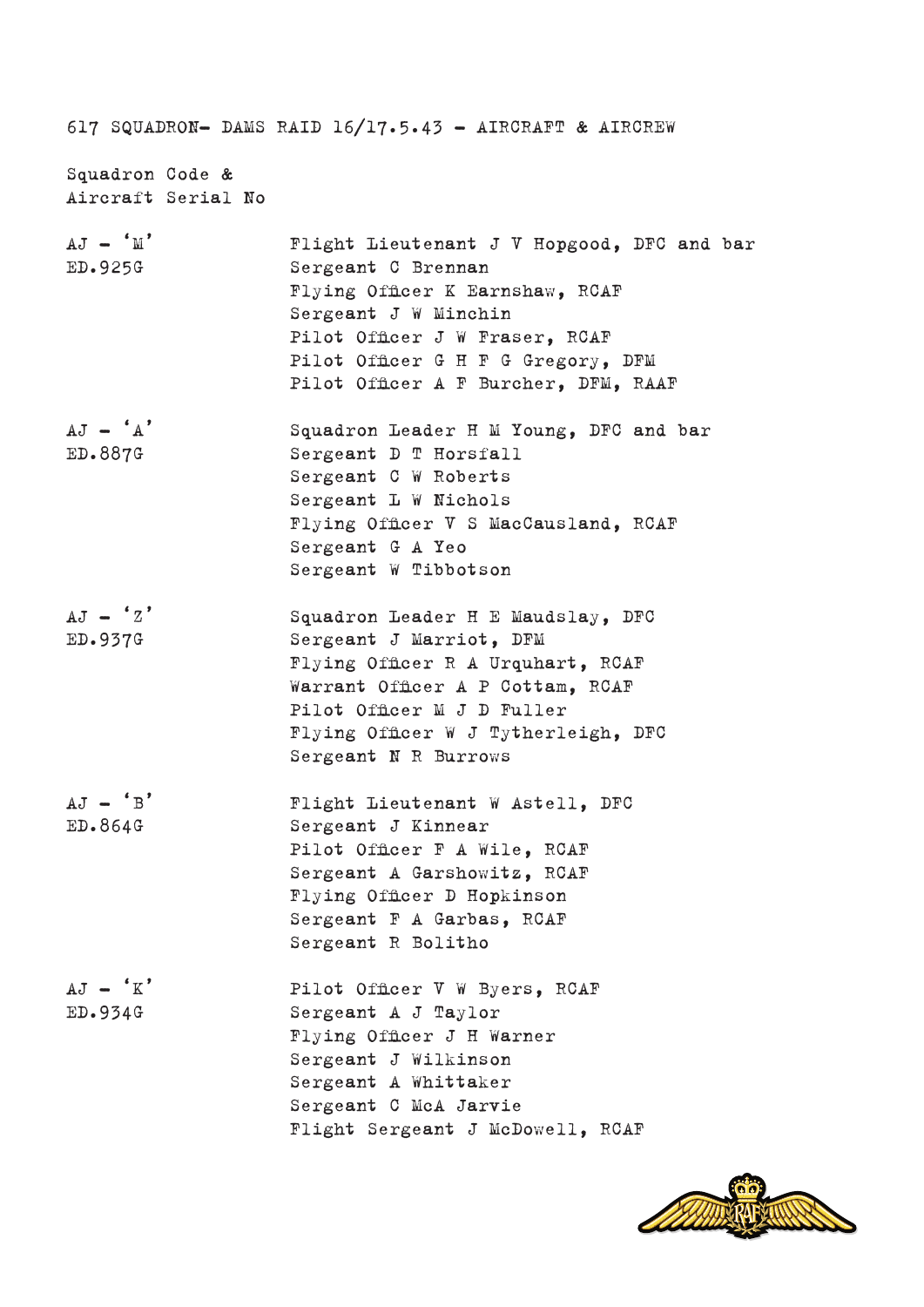# 617 SQUADRON– DAMS RAID 16/17.5.43 – AIRCRAFT & AIRCREW

| Squadron Code & Aircraft Serial No | |
|---|---|
| AJ – 'M' ED.925G | Flight Lieutenant J V Hopgood, DFC and bar |
| | Sergeant C Brennan |
| | Flying Officer K Earnshaw, RCAF |
| | Sergeant J W Minchin |
| | Pilot Officer J W Fraser, RCAF |
| | Pilot Officer G H F G Gregory, DFM |
| | Pilot Officer A F Burcher, DFM, RAAF |
| AJ – 'A' ED.887G | Squadron Leader H M Young, DFC and bar |
| | Sergeant D T Horsfall |
| | Sergeant C W Roberts |
| | Sergeant L W Nichols |
| | Flying Officer V S MacCausland, RCAF |
| | Sergeant G A Yeo |
| | Sergeant W Tibbotson |
| AJ – 'Z' ED.937G | Squadron Leader H E Maudslay, DFC |
| | Sergeant J Marriot, DFM |
| | Flying Officer R A Urquhart, RCAF |
| | Warrant Officer A P Cottam, RCAF |
| | Pilot Officer M J D Fuller |
| | Flying Officer W J Tytherleigh, DFC |
| | Sergeant N R Burrows |
| AJ – 'B' ED.864G | Flight Lieutenant W Astell, DFC |
| | Sergeant J Kinnear |
| | Pilot Officer F A Wile, RCAF |
| | Sergeant A Garshowitz, RCAF |
| | Flying Officer D Hopkinson |
| | Sergeant F A Garbas, RCAF |
| | Sergeant R Bolitho |
| AJ – 'K' ED.934G | Pilot Officer V W Byers, RCAF |
| | Sergeant A J Taylor |
| | Flying Officer J H Warner |
| | Sergeant J Wilkinson |
| | Sergeant A Whittaker |
| | Sergeant C McA Jarvie |
| | Flight Sergeant J McDowell, RCAF |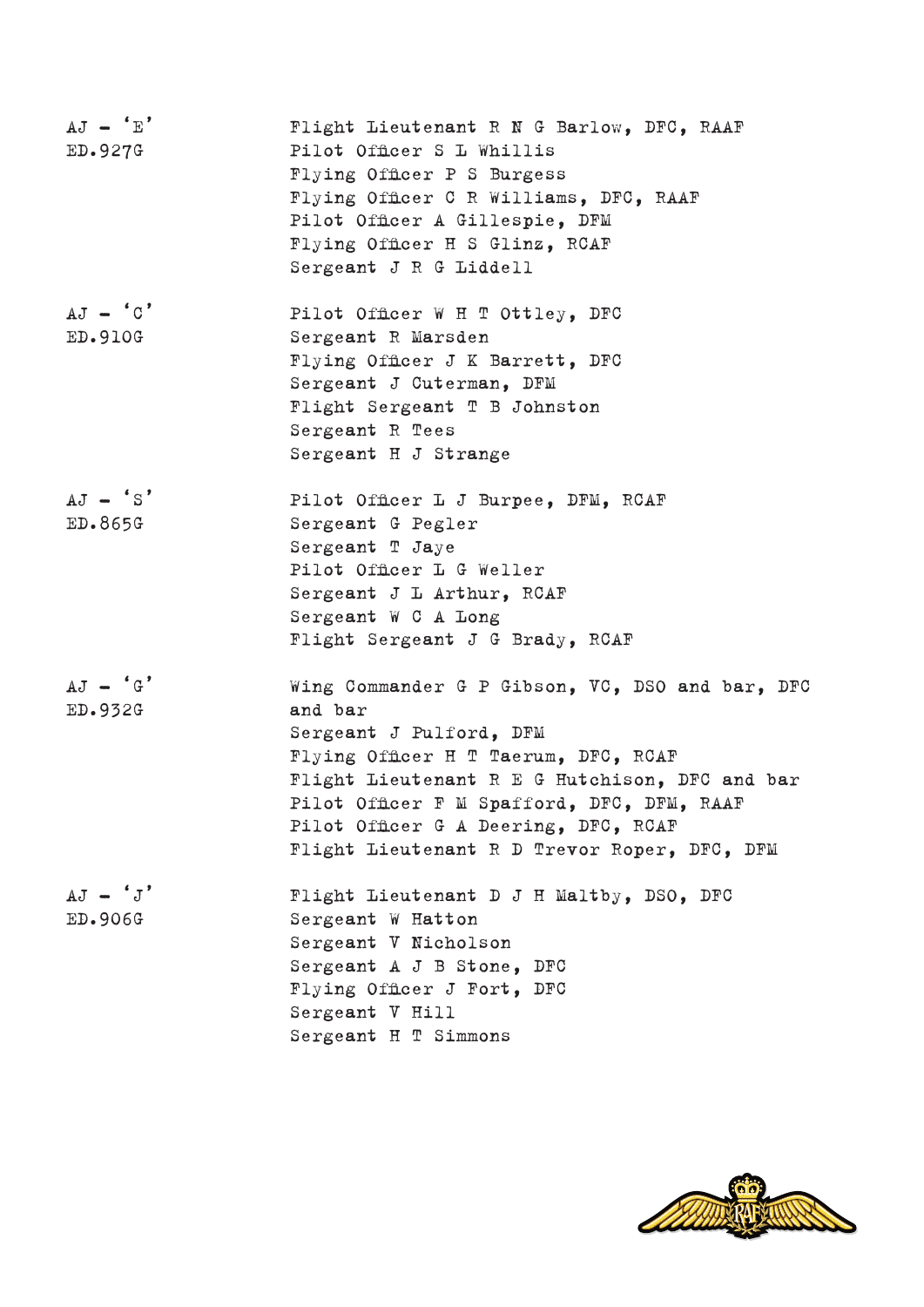| | |
|---|---|
| AJ – 'E'<br>ED.927G | Flight Lieutenant R N G Barlow, DFC, RAAF<br>Pilot Officer S L Whillis<br>Flying Officer P S Burgess<br>Flying Officer C R Williams, DFC, RAAF<br>Pilot Officer A Gillespie, DFM<br>Flying Officer H S Glinz, RCAF<br>Sergeant J R G Liddell |
| AJ – 'C'<br>ED.910G | Pilot Officer W H T Ottley, DFC<br>Sergeant R Marsden<br>Flying Officer J K Barrett, DFC<br>Sergeant J Guterman, DFM<br>Flight Sergeant T B Johnston<br>Sergeant R Tees<br>Sergeant H J Strange |
| AJ – 'S'<br>ED.865G | Pilot Officer L J Burpee, DFM, RCAF<br>Sergeant G Pegler<br>Sergeant T Jaye<br>Pilot Officer L G Weller<br>Sergeant J L Arthur, RCAF<br>Sergeant W C A Long<br>Flight Sergeant J G Brady, RCAF |
| AJ – 'G'<br>ED.932G | Wing Commander G P Gibson, VC, DSO and bar, DFC and bar<br>Sergeant J Pulford, DFM<br>Flying Officer H T Taerum, DFC, RCAF<br>Flight Lieutenant R E G Hutchison, DFC and bar<br>Pilot Officer F M Spafford, DFC, DFM, RAAF<br>Pilot Officer G A Deering, DFC, RCAF<br>Flight Lieutenant R D Trevor Roper, DFC, DFM |
| AJ – 'J'<br>ED.906G | Flight Lieutenant D J H Maltby, DSO, DFC<br>Sergeant W Hatton<br>Sergeant V Nicholson<br>Sergeant A J B Stone, DFC<br>Flying Officer J Fort, DFC<br>Sergeant V Hill<br>Sergeant H T Simmons |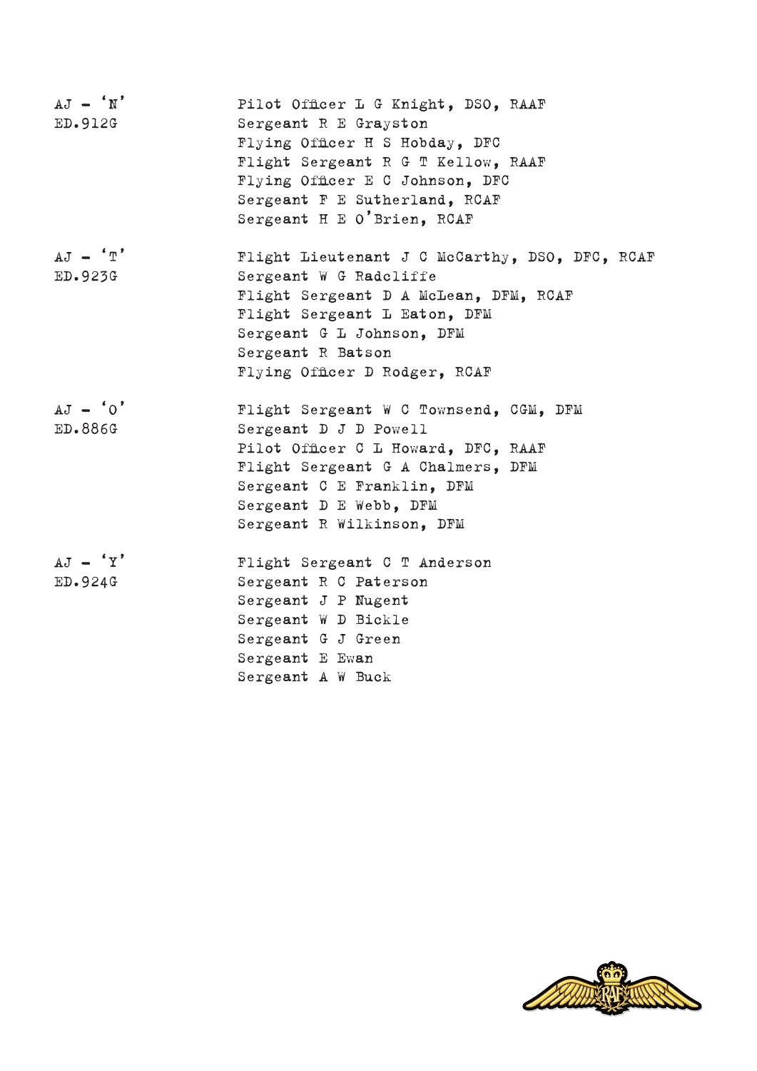| | |
|---|---|
| AJ – 'N'<br>ED.912G | Pilot Officer L G Knight, DSO, RAAF<br>Sergeant R E Grayston<br>Flying Officer H S Hobday, DFC<br>Flight Sergeant R G T Kellow, RAAF<br>Flying Officer E C Johnson, DFC<br>Sergeant F E Sutherland, RCAF<br>Sergeant H E O'Brien, RCAF |
| AJ – 'T'<br>ED.923G | Flight Lieutenant J C McCarthy, DSO, DFC, RCAF<br>Sergeant W G Radcliffe<br>Flight Sergeant D A McLean, DFM, RCAF<br>Flight Sergeant L Eaton, DFM<br>Sergeant G L Johnson, DFM<br>Sergeant R Batson<br>Flying Officer D Rodger, RCAF |
| AJ – 'O'<br>ED.886G | Flight Sergeant W C Townsend, CGM, DFM<br>Sergeant D J D Powell<br>Pilot Officer C L Howard, DFC, RAAF<br>Flight Sergeant G A Chalmers, DFM<br>Sergeant C E Franklin, DFM<br>Sergeant D E Webb, DFM<br>Sergeant R Wilkinson, DFM |
| AJ – 'Y'<br>ED.924G | Flight Sergeant C T Anderson<br>Sergeant R C Paterson<br>Sergeant J P Nugent<br>Sergeant W D Bickle<br>Sergeant G J Green<br>Sergeant E Ewan<br>Sergeant A W Buck |